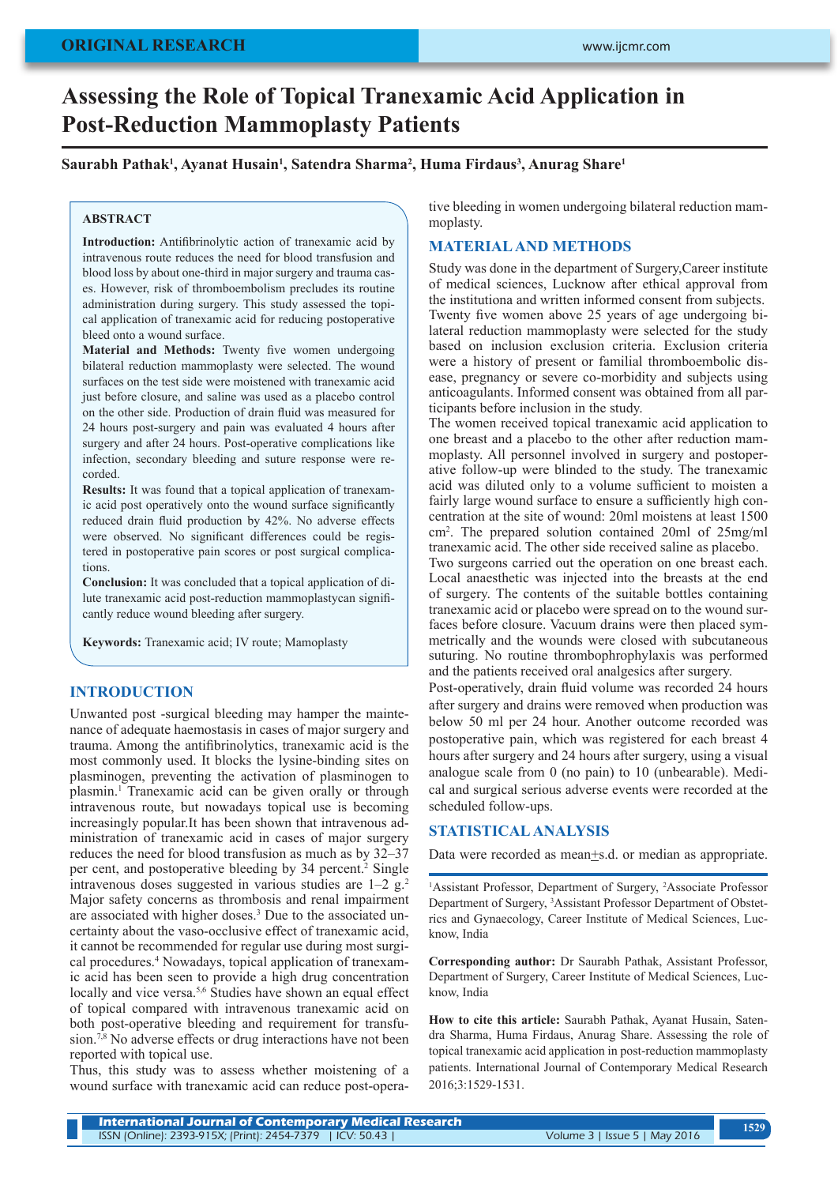ORIGINAL RESEARCH

# Assessing the Role of Topical Tranexamic Acid Application in Post-Reduction Mammoplasty Patients

**Saurabh Pathak[1], Ayanat Husain[1], Satendra Sharma[2], Huma Firdaus[3], Anurag Share[1]**

## ABSTRACT

**Introduction:** Antifibrinolytic action of tranexamic acid by intravenous route reduces the need for blood transfusion and blood loss by about one-third in major surgery and trauma cases. However, risk of thromboembolism precludes its routine administration during surgery. This study assessed the topical application of tranexamic acid for reducing postoperative bleed onto a wound surface.

**Material and Methods:** Twenty five women undergoing bilateral reduction mammoplasty were selected. The wound surfaces on the test side were moistened with tranexamic acid just before closure, and saline was used as a placebo control on the other side. Production of drain fluid was measured for 24 hours post-surgery and pain was evaluated 4 hours after surgery and after 24 hours. Post-operative complications like infection, secondary bleeding and suture response were recorded.

**Results:** It was found that a topical application of tranexamic acid post operatively onto the wound surface significantly reduced drain fluid production by 42%. No adverse effects were observed. No significant differences could be registered in postoperative pain scores or post surgical complications.

**Conclusion:** It was concluded that a topical application of dilute tranexamic acid post-reduction mammoplastycan significantly reduce wound bleeding after surgery.

**Keywords:** Tranexamic acid; IV route; Mamoplasty

## INTRODUCTION

Unwanted post -surgical bleeding may hamper the maintenance of adequate haemostasis in cases of major surgery and trauma. Among the antifibrinolytics, tranexamic acid is the most commonly used. It blocks the lysine-binding sites on plasminogen, preventing the activation of plasminogen to plasmin.[1] Tranexamic acid can be given orally or through intravenous route, but nowadays topical use is becoming increasingly popular.It has been shown that intravenous administration of tranexamic acid in cases of major surgery reduces the need for blood transfusion as much as by 32–37 per cent, and postoperative bleeding by 34 percent.[2] Single intravenous doses suggested in various studies are 1–2 g.[2] Major safety concerns as thrombosis and renal impairment are associated with higher doses.[3] Due to the associated uncertainty about the vaso-occlusive effect of tranexamic acid, it cannot be recommended for regular use during most surgical procedures.[4] Nowadays, topical application of tranexamic acid has been seen to provide a high drug concentration locally and vice versa.[5,6] Studies have shown an equal effect of topical compared with intravenous tranexamic acid on both post-operative bleeding and requirement for transfusion.[7,8] No adverse effects or drug interactions have not been reported with topical use.

Thus, this study was to assess whether moistening of a wound surface with tranexamic acid can reduce post-operative bleeding in women undergoing bilateral reduction mammoplasty.

## MATERIAL AND METHODS

Study was done in the department of Surgery,Career institute of medical sciences, Lucknow after ethical approval from the institutiona and written informed consent from subjects. Twenty five women above 25 years of age undergoing bilateral reduction mammoplasty were selected for the study based on inclusion exclusion criteria. Exclusion criteria were a history of present or familial thromboembolic disease, pregnancy or severe co-morbidity and subjects using anticoagulants. Informed consent was obtained from all participants before inclusion in the study.

The women received topical tranexamic acid application to one breast and a placebo to the other after reduction mammoplasty. All personnel involved in surgery and postoperative follow-up were blinded to the study. The tranexamic acid was diluted only to a volume sufficient to moisten a fairly large wound surface to ensure a sufficiently high concentration at the site of wound: 20ml moistens at least 1500 $cm^2$. The prepared solution contained 20ml of 25mg/ml tranexamic acid. The other side received saline as placebo.

Two surgeons carried out the operation on one breast each. Local anaesthetic was injected into the breasts at the end of surgery. The contents of the suitable bottles containing tranexamic acid or placebo were spread on to the wound surfaces before closure. Vacuum drains were then placed symmetrically and the wounds were closed with subcutaneous suturing. No routine thrombophrophylaxis was performed and the patients received oral analgesics after surgery.

Post-operatively, drain fluid volume was recorded 24 hours after surgery and drains were removed when production was below 50 ml per 24 hour. Another outcome recorded was postoperative pain, which was registered for each breast 4 hours after surgery and 24 hours after surgery, using a visual analogue scale from 0 (no pain) to 10 (unbearable). Medical and surgical serious adverse events were recorded at the scheduled follow-ups.

## STATISTICAL ANALYSIS

Data were recorded as mean±s.d. or median as appropriate.

[1]Assistant Professor, Department of Surgery, [2]Associate Professor Department of Surgery, [3]Assistant Professor Department of Obstetrics and Gynaecology, Career Institute of Medical Sciences, Lucknow, India

**Corresponding author:** Dr Saurabh Pathak, Assistant Professor, Department of Surgery, Career Institute of Medical Sciences, Lucknow, India

**How to cite this article:** Saurabh Pathak, Ayanat Husain, Satendra Sharma, Huma Firdaus, Anurag Share. Assessing the role of topical tranexamic acid application in post-reduction mammoplasty patients. International Journal of Contemporary Medical Research 2016;3:1529-1531.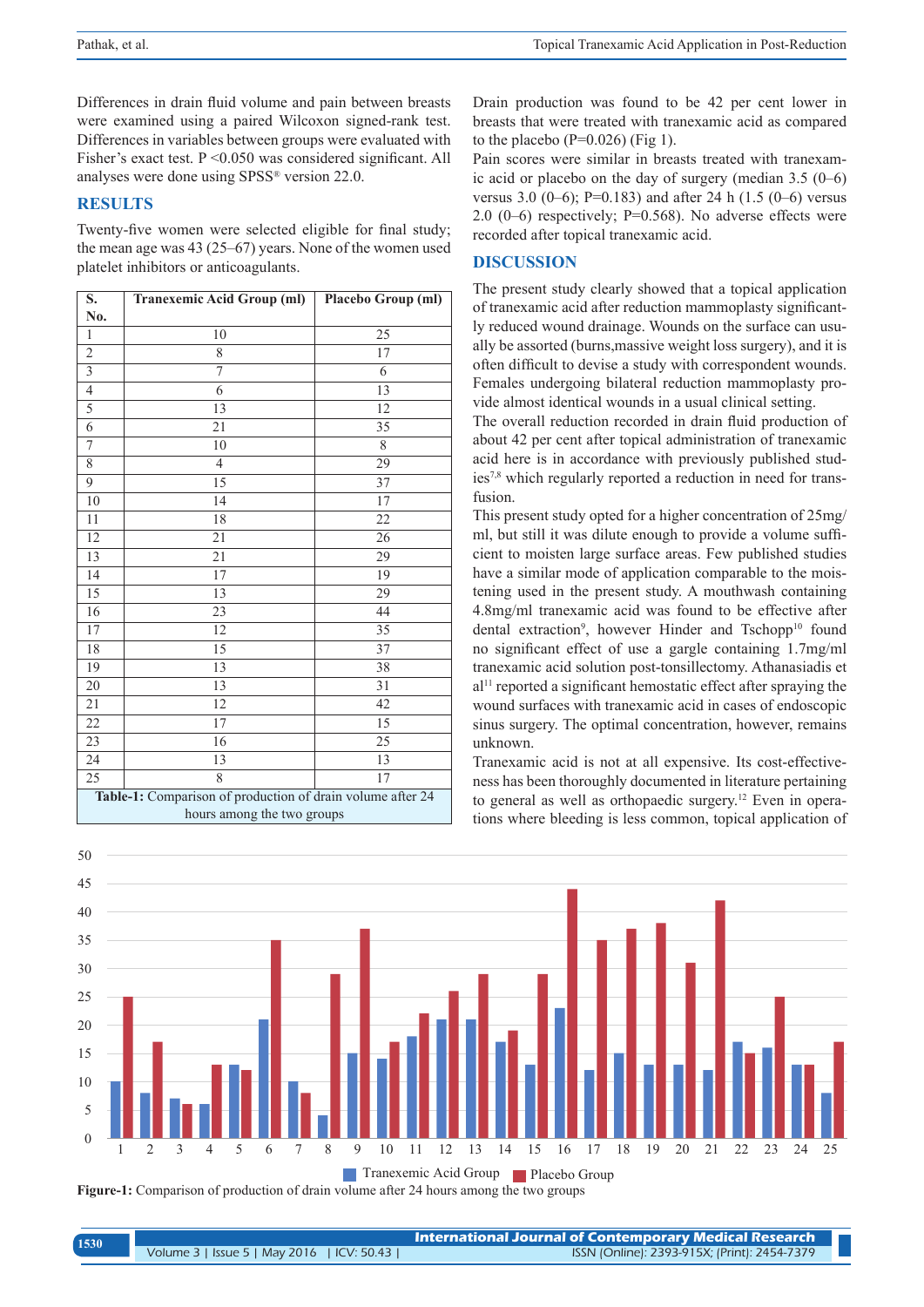Differences in drain fluid volume and pain between breasts were examined using a paired Wilcoxon signed-rank test. Differences in variables between groups were evaluated with Fisher's exact test. P <0.050 was considered significant. All analyses were done using SPSS® version 22.0.

## RESULTS

Twenty-five women were selected eligible for final study; the mean age was 43 (25–67) years. None of the women used platelet inhibitors or anticoagulants.

| S. No. | Tranexemic Acid Group (ml) | Placebo Group (ml) |
|---|---|---|
| 1 | 10 | 25 |
| 2 | 8 | 17 |
| 3 | 7 | 6 |
| 4 | 6 | 13 |
| 5 | 13 | 12 |
| 6 | 21 | 35 |
| 7 | 10 | 8 |
| 8 | 4 | 29 |
| 9 | 15 | 37 |
| 10 | 14 | 17 |
| 11 | 18 | 22 |
| 12 | 21 | 26 |
| 13 | 21 | 29 |
| 14 | 17 | 19 |
| 15 | 13 | 29 |
| 16 | 23 | 44 |
| 17 | 12 | 35 |
| 18 | 15 | 37 |
| 19 | 13 | 38 |
| 20 | 13 | 31 |
| 21 | 12 | 42 |
| 22 | 17 | 15 |
| 23 | 16 | 25 |
| 24 | 13 | 13 |
| 25 | 8 | 17 |

**Table-1:** Comparison of production of drain volume after 24 hours among the two groups

Drain production was found to be 42 per cent lower in breasts that were treated with tranexamic acid as compared to the placebo (P=0.026) (Fig 1).

Pain scores were similar in breasts treated with tranexamic acid or placebo on the day of surgery (median 3.5 (0–6) versus 3.0 (0–6); P=0.183) and after 24 h (1.5 (0–6) versus 2.0 (0–6) respectively; P=0.568). No adverse effects were recorded after topical tranexamic acid.

## DISCUSSION

The present study clearly showed that a topical application of tranexamic acid after reduction mammoplasty significantly reduced wound drainage. Wounds on the surface can usually be assorted (burns,massive weight loss surgery), and it is often difficult to devise a study with correspondent wounds. Females undergoing bilateral reduction mammoplasty provide almost identical wounds in a usual clinical setting.

The overall reduction recorded in drain fluid production of about 42 per cent after topical administration of tranexamic acid here is in accordance with previously published studies[7,8] which regularly reported a reduction in need for transfusion.

This present study opted for a higher concentration of 25mg/ml, but still it was dilute enough to provide a volume sufficient to moisten large surface areas. Few published studies have a similar mode of application comparable to the moistening used in the present study. A mouthwash containing 4.8mg/ml tranexamic acid was found to be effective after dental extraction[9], however Hinder and Tschopp[10] found no significant effect of use a gargle containing 1.7mg/ml tranexamic acid solution post-tonsillectomy. Athanasiadis et al[11] reported a significant hemostatic effect after spraying the wound surfaces with tranexamic acid in cases of endoscopic sinus surgery. The optimal concentration, however, remains unknown.

Tranexamic acid is not at all expensive. Its cost-effectiveness has been thoroughly documented in literature pertaining to general as well as orthopaedic surgery.[12] Even in operations where bleeding is less common, topical application of

**Figure-1:** Comparison of production of drain volume after 24 hours among the two groups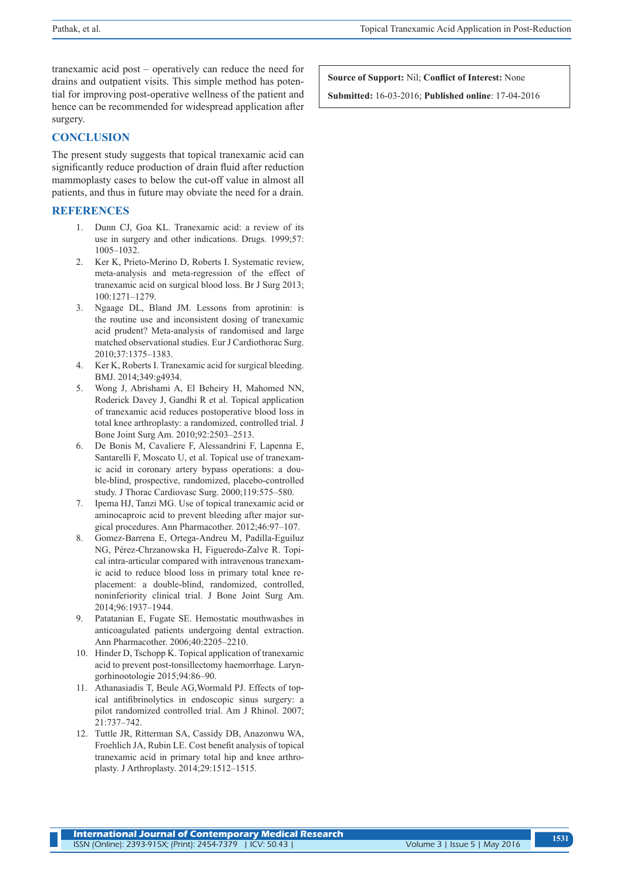tranexamic acid post – operatively can reduce the need for drains and outpatient visits. This simple method has potential for improving post-operative wellness of the patient and hence can be recommended for widespread application after surgery.

## CONCLUSION

The present study suggests that topical tranexamic acid can significantly reduce production of drain fluid after reduction mammoplasty cases to below the cut-off value in almost all patients, and thus in future may obviate the need for a drain.

## REFERENCES

1. Dunn CJ, Goa KL. Tranexamic acid: a review of its use in surgery and other indications. Drugs. 1999;57: 1005–1032.
2. Ker K, Prieto-Merino D, Roberts I. Systematic review, meta-analysis and meta-regression of the effect of tranexamic acid on surgical blood loss. Br J Surg 2013; 100:1271–1279.
3. Ngaage DL, Bland JM. Lessons from aprotinin: is the routine use and inconsistent dosing of tranexamic acid prudent? Meta-analysis of randomised and large matched observational studies. Eur J Cardiothorac Surg. 2010;37:1375–1383.
4. Ker K, Roberts I. Tranexamic acid for surgical bleeding. BMJ. 2014;349:g4934.
5. Wong J, Abrishami A, El Beheiry H, Mahomed NN, Roderick Davey J, Gandhi R et al. Topical application of tranexamic acid reduces postoperative blood loss in total knee arthroplasty: a randomized, controlled trial. J Bone Joint Surg Am. 2010;92:2503–2513.
6. De Bonis M, Cavaliere F, Alessandrini F, Lapenna E, Santarelli F, Moscato U, et al. Topical use of tranexamic acid in coronary artery bypass operations: a double-blind, prospective, randomized, placebo-controlled study. J Thorac Cardiovasc Surg. 2000;119:575–580.
7. Ipema HJ, Tanzi MG. Use of topical tranexamic acid or aminocaproic acid to prevent bleeding after major surgical procedures. Ann Pharmacother. 2012;46:97–107.
8. Gomez-Barrena E, Ortega-Andreu M, Padilla-Eguiluz NG, Pérez-Chrzanowska H, Figueredo-Zalve R. Topical intra-articular compared with intravenous tranexamic acid to reduce blood loss in primary total knee replacement: a double-blind, randomized, controlled, noninferiority clinical trial. J Bone Joint Surg Am. 2014;96:1937–1944.
9. Patatanian E, Fugate SE. Hemostatic mouthwashes in anticoagulated patients undergoing dental extraction. Ann Pharmacother. 2006;40:2205–2210.
10. Hinder D, Tschopp K. Topical application of tranexamic acid to prevent post-tonsillectomy haemorrhage. Laryngorhinootologie 2015;94:86–90.
11. Athanasiadis T, Beule AG,Wormald PJ. Effects of topical antifibrinolytics in endoscopic sinus surgery: a pilot randomized controlled trial. Am J Rhinol. 2007; 21:737–742.
12. Tuttle JR, Ritterman SA, Cassidy DB, Anazonwu WA, Froehlich JA, Rubin LE. Cost benefit analysis of topical tranexamic acid in primary total hip and knee arthroplasty. J Arthroplasty. 2014;29:1512–1515.

**Source of Support:** Nil; **Conflict of Interest:** None

**Submitted:** 16-03-2016; **Published online**: 17-04-2016